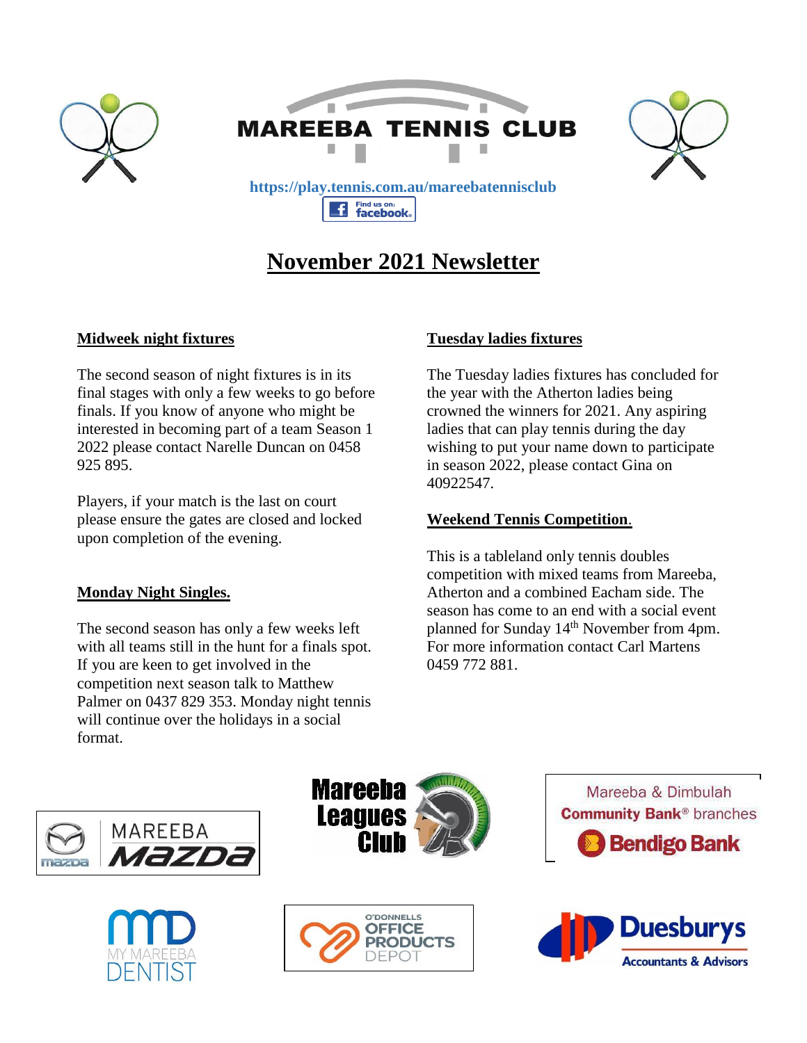# MAREEBA TENNIS CLUB

https://play.tennis.com.au/mareebatennisclub

Find us on: facebook

## November 2021 Newsletter

### Midweek night fixtures

The second season of night fixtures is in its final stages with only a few weeks to go before finals. If you know of anyone who might be interested in becoming part of a team Season 1 2022 please contact Narelle Duncan on 0458 925 895.

Players, if your match is the last on court please ensure the gates are closed and locked upon completion of the evening.

### Monday Night Singles.

The second season has only a few weeks left with all teams still in the hunt for a finals spot. If you are keen to get involved in the competition next season talk to Matthew Palmer on 0437 829 353. Monday night tennis will continue over the holidays in a social format.

### Tuesday ladies fixtures

The Tuesday ladies fixtures has concluded for the year with the Atherton ladies being crowned the winners for 2021. Any aspiring ladies that can play tennis during the day wishing to put your name down to participate in season 2022, please contact Gina on 40922547.

### Weekend Tennis Competition.

This is a tableland only tennis doubles competition with mixed teams from Mareeba, Atherton and a combined Eacham side. The season has come to an end with a social event planned for Sunday 14th November from 4pm. For more information contact Carl Martens 0459 772 881.

MAREEBA MAZDA | Mareeba Leagues Club | Mareeba & Dimbulah Community Bank® branches Bendigo Bank

MY MAREEBA DENTIST | O'DONNELLS OFFICE PRODUCTS DEPOT | Duesburys Accountants & Advisors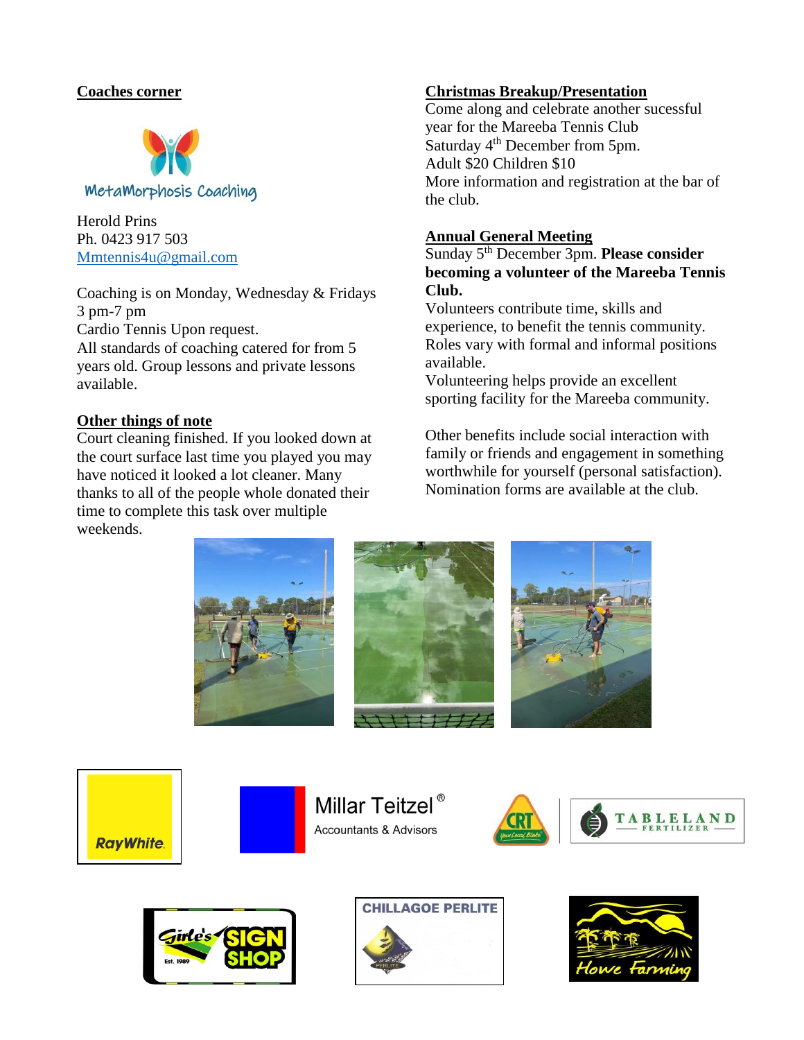## Coaches corner

MetaMorphosis Coaching

Herold Prins
Ph. 0423 917 503
Mmtennis4u@gmail.com

Coaching is on Monday, Wednesday & Fridays 3 pm-7 pm
Cardio Tennis Upon request.
All standards of coaching catered for from 5 years old. Group lessons and private lessons available.

## Other things of note

Court cleaning finished. If you looked down at the court surface last time you played you may have noticed it looked a lot cleaner. Many thanks to all of the people whole donated their time to complete this task over multiple weekends.

## Christmas Breakup/Presentation

Come along and celebrate another sucessful year for the Mareeba Tennis Club
Saturday 4th December from 5pm.
Adult $20 Children $10
More information and registration at the bar of the club.

## Annual General Meeting

Sunday 5th December 3pm. **Please consider becoming a volunteer of the Mareeba Tennis Club.**
Volunteers contribute time, skills and experience, to benefit the tennis community. Roles vary with formal and informal positions available.
Volunteering helps provide an excellent sporting facility for the Mareeba community.

Other benefits include social interaction with family or friends and engagement in something worthwhile for yourself (personal satisfaction). Nomination forms are available at the club.

RayWhite

Millar Teitzel®
Accountants & Advisors

CRT

TABLELAND FERTILIZER

Girle's SIGN SHOP Est. 1989

CHILLAGOE PERLITE

Howe Farming